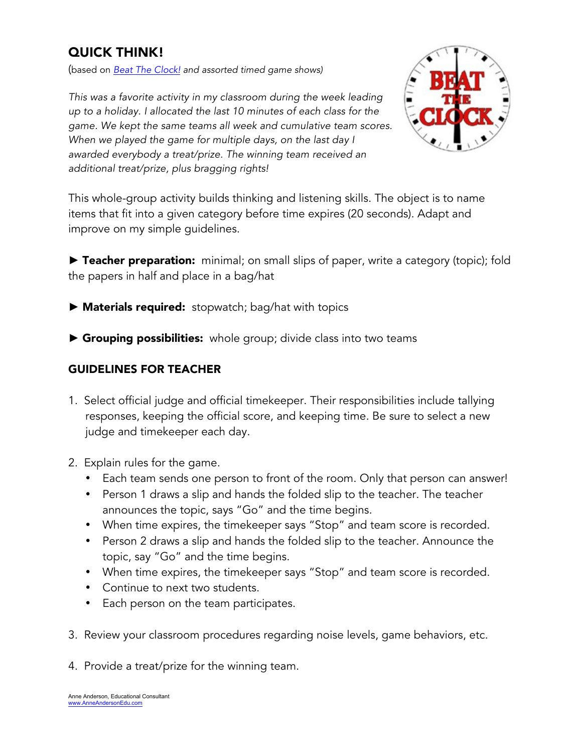# QUICK THINK!

(based on [*Beat The Clock!*]() *and assorted timed game shows)*

*This was a favorite activity in my classroom during the week leading up to a holiday. I allocated the last 10 minutes of each class for the game. We kept the same teams all week and cumulative team scores. When we played the game for multiple days, on the last day I awarded everybody a treat/prize. The winning team received an additional treat/prize, plus bragging rights!*

This whole-group activity builds thinking and listening skills. The object is to name items that fit into a given category before time expires (20 seconds). Adapt and improve on my simple guidelines.

► **Teacher preparation:** minimal; on small slips of paper, write a category (topic); fold the papers in half and place in a bag/hat

► **Materials required:** stopwatch; bag/hat with topics

► **Grouping possibilities:** whole group; divide class into two teams

## GUIDELINES FOR TEACHER

1. Select official judge and official timekeeper. Their responsibilities include tallying responses, keeping the official score, and keeping time. Be sure to select a new judge and timekeeper each day.
2. Explain rules for the game.
   - Each team sends one person to front of the room. Only that person can answer!
   - Person 1 draws a slip and hands the folded slip to the teacher. The teacher announces the topic, says "Go" and the time begins.
   - When time expires, the timekeeper says "Stop" and team score is recorded.
   - Person 2 draws a slip and hands the folded slip to the teacher. Announce the topic, say "Go" and the time begins.
   - When time expires, the timekeeper says "Stop" and team score is recorded.
   - Continue to next two students.
   - Each person on the team participates.
3. Review your classroom procedures regarding noise levels, game behaviors, etc.
4. Provide a treat/prize for the winning team.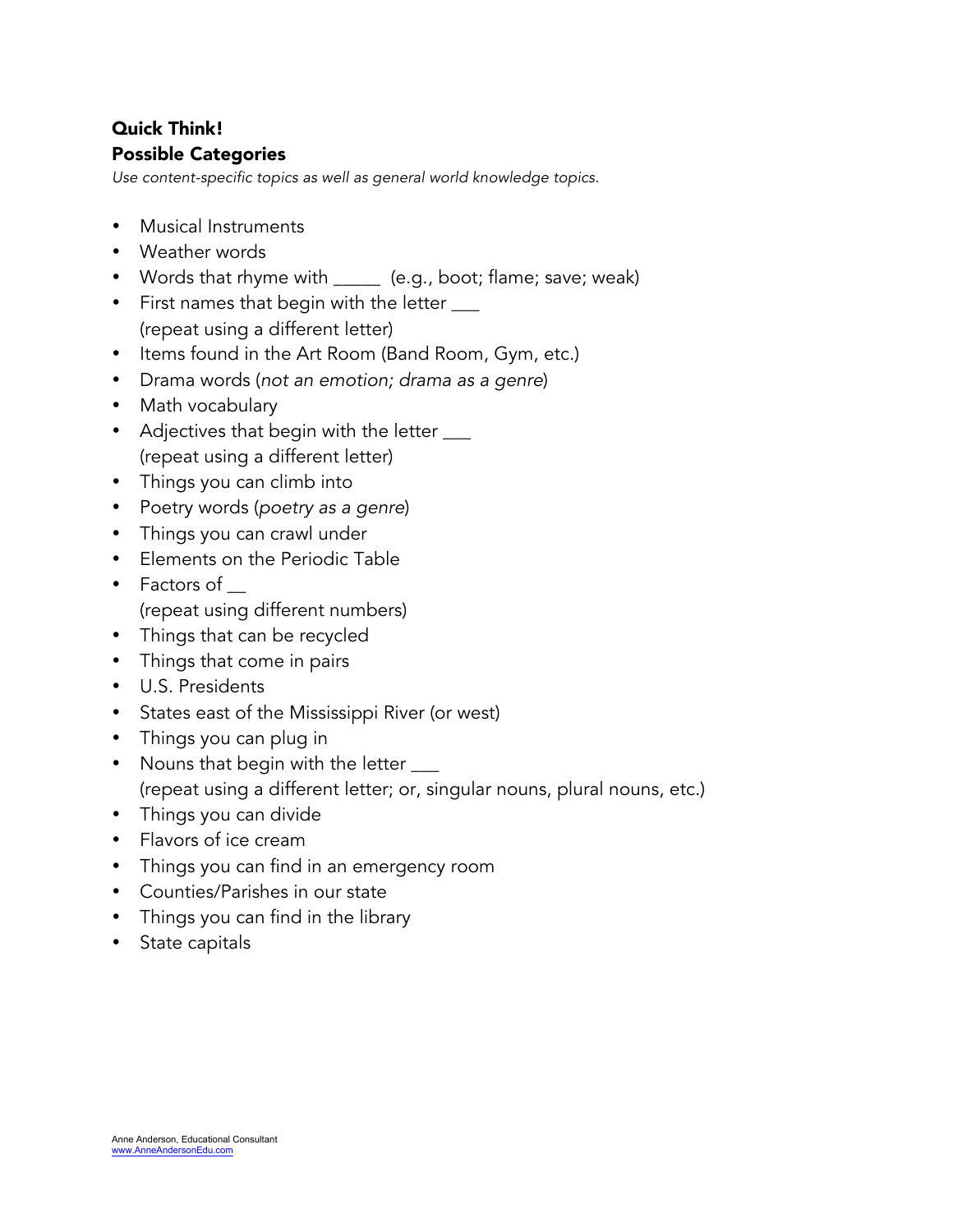**Quick Think!**

**Possible Categories**

*Use content-specific topics as well as general world knowledge topics.*

- Musical Instruments
- Weather words
- Words that rhyme with _____ (e.g., boot; flame; save; weak)
- First names that begin with the letter ___
  (repeat using a different letter)
- Items found in the Art Room (Band Room, Gym, etc.)
- Drama words (*not an emotion; drama as a genre*)
- Math vocabulary
- Adjectives that begin with the letter ___
  (repeat using a different letter)
- Things you can climb into
- Poetry words (*poetry as a genre*)
- Things you can crawl under
- Elements on the Periodic Table
- Factors of __
  (repeat using different numbers)
- Things that can be recycled
- Things that come in pairs
- U.S. Presidents
- States east of the Mississippi River (or west)
- Things you can plug in
- Nouns that begin with the letter ___
  (repeat using a different letter; or, singular nouns, plural nouns, etc.)
- Things you can divide
- Flavors of ice cream
- Things you can find in an emergency room
- Counties/Parishes in our state
- Things you can find in the library
- State capitals

Anne Anderson, Educational Consultant
www.AnneAndersonEdu.com